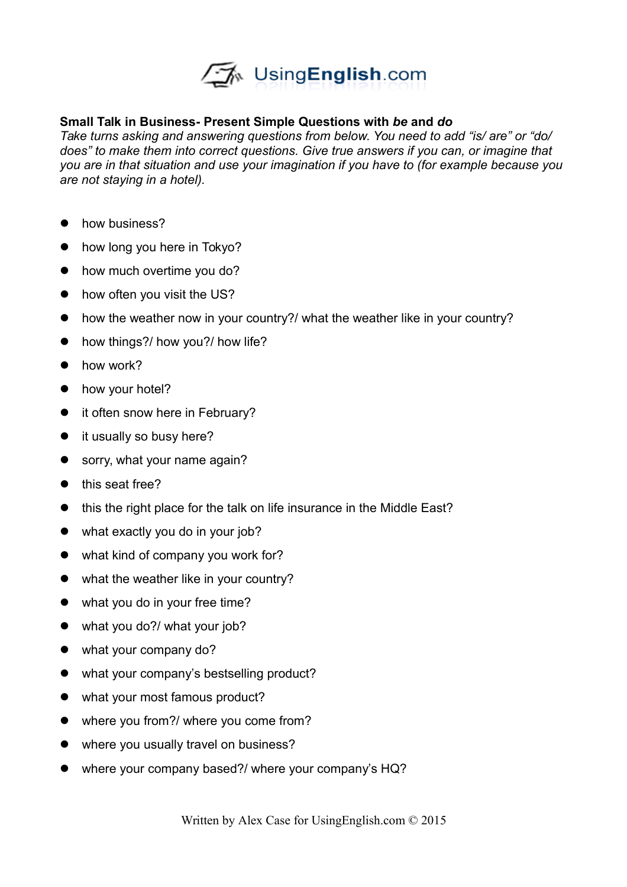**Small Talk in Business- Present Simple Questions with *be* and *do***

*Take turns asking and answering questions from below. You need to add "is/ are" or "do/ does" to make them into correct questions. Give true answers if you can, or imagine that you are in that situation and use your imagination if you have to (for example because you are not staying in a hotel).*

- how business?
- how long you here in Tokyo?
- how much overtime you do?
- how often you visit the US?
- how the weather now in your country?/ what the weather like in your country?
- how things?/ how you?/ how life?
- how work?
- how your hotel?
- it often snow here in February?
- it usually so busy here?
- sorry, what your name again?
- this seat free?
- this the right place for the talk on life insurance in the Middle East?
- what exactly you do in your job?
- what kind of company you work for?
- what the weather like in your country?
- what you do in your free time?
- what you do?/ what your job?
- what your company do?
- what your company's bestselling product?
- what your most famous product?
- where you from?/ where you come from?
- where you usually travel on business?
- where your company based?/ where your company's HQ?

Written by Alex Case for UsingEnglish.com © 2015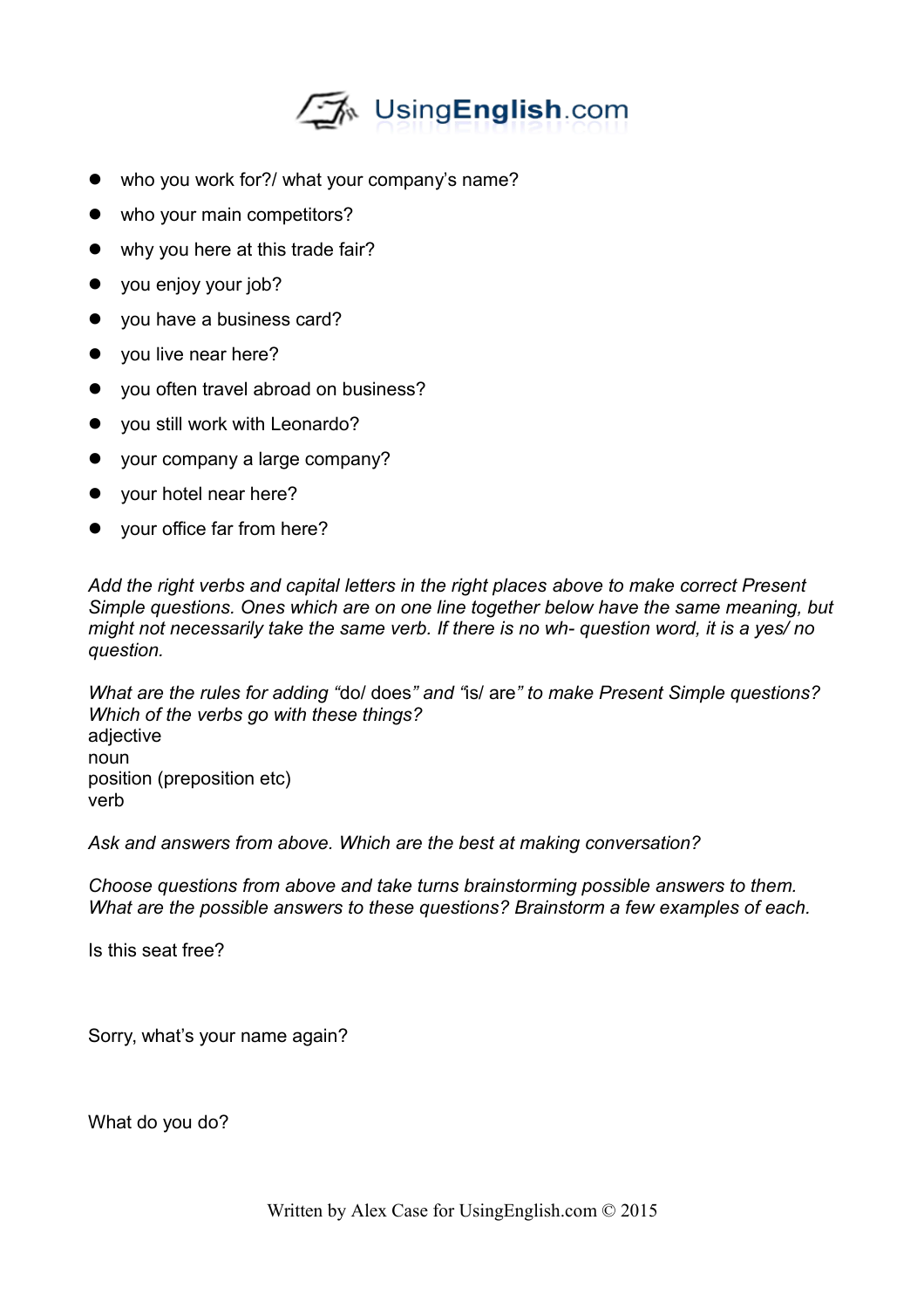- who you work for?/ what your company's name?
- who your main competitors?
- why you here at this trade fair?
- you enjoy your job?
- you have a business card?
- you live near here?
- you often travel abroad on business?
- you still work with Leonardo?
- your company a large company?
- your hotel near here?
- your office far from here?

*Add the right verbs and capital letters in the right places above to make correct Present Simple questions. Ones which are on one line together below have the same meaning, but might not necessarily take the same verb. If there is no wh- question word, it is a yes/ no question.*

*What are the rules for adding "*do/ does*" and "*is/ are*" to make Present Simple questions? Which of the verbs go with these things?*

adjective
noun
position (preposition etc)
verb

*Ask and answers from above. Which are the best at making conversation?*

*Choose questions from above and take turns brainstorming possible answers to them. What are the possible answers to these questions? Brainstorm a few examples of each.*

Is this seat free?

Sorry, what's your name again?

What do you do?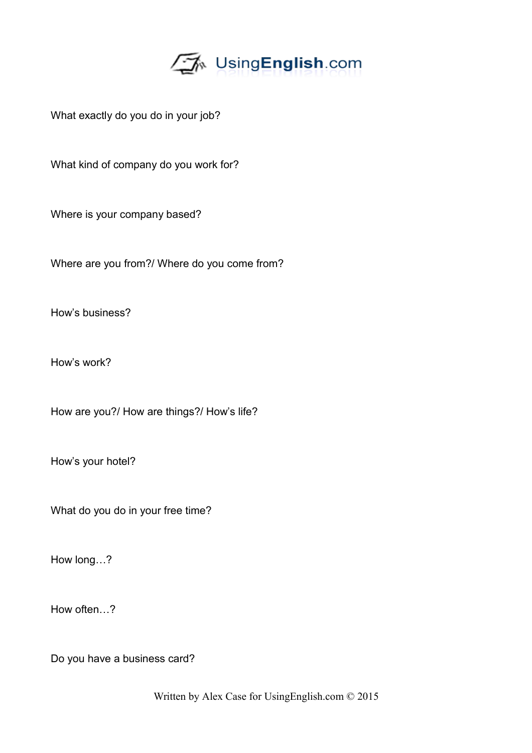What exactly do you do in your job?

What kind of company do you work for?

Where is your company based?

Where are you from?/ Where do you come from?

How's business?

How's work?

How are you?/ How are things?/ How's life?

How's your hotel?

What do you do in your free time?

How long…?

How often…?

Do you have a business card?

Written by Alex Case for UsingEnglish.com © 2015